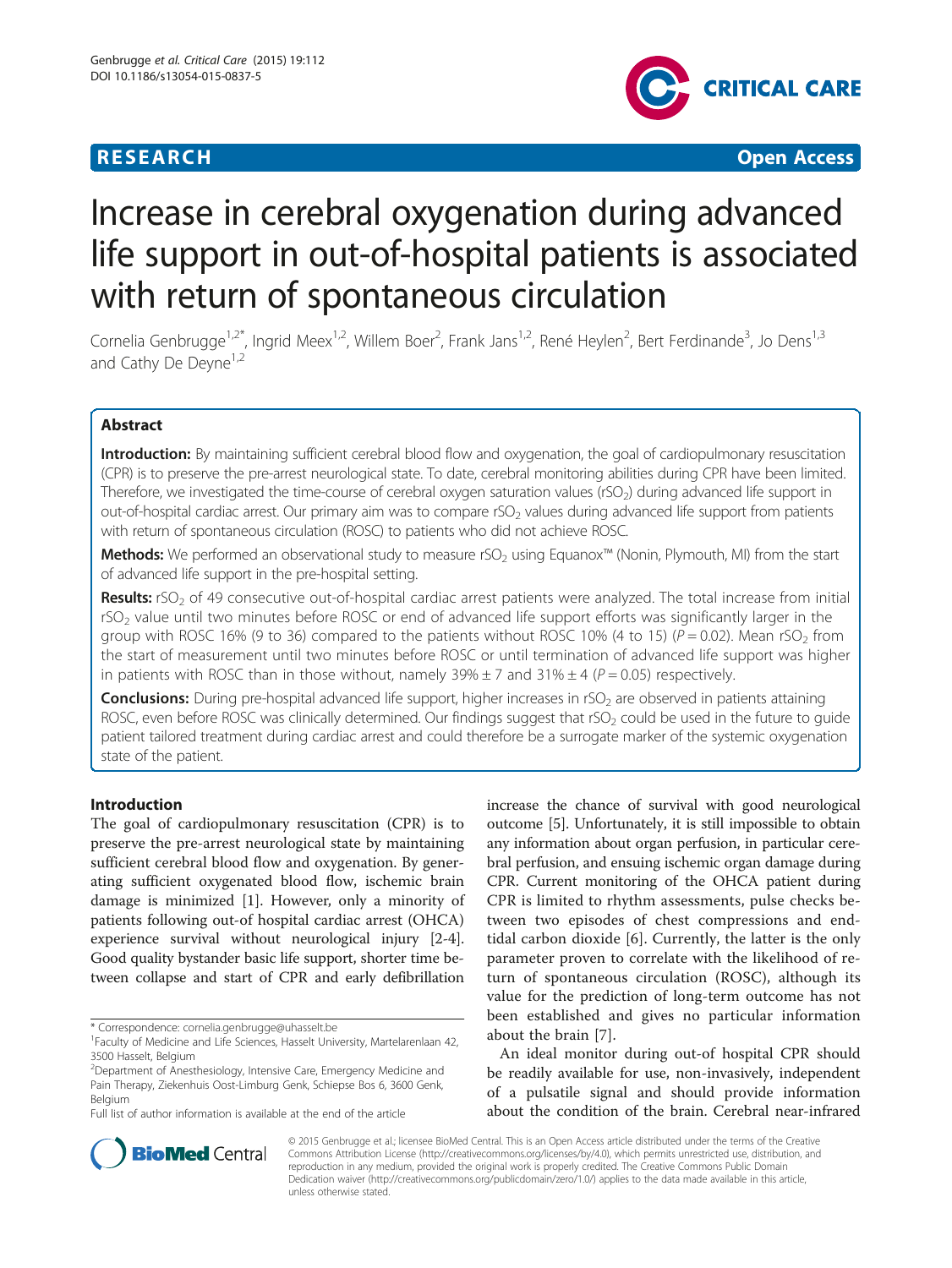**RESEARCH** **Open Access**

# Increase in cerebral oxygenation during advanced life support in out-of-hospital patients is associated with return of spontaneous circulation

Cornelia Genbrugge[1,2*], Ingrid Meex[1,2], Willem Boer[2], Frank Jans[1,2], René Heylen[2], Bert Ferdinande[3], Jo Dens[1,3] and Cathy De Deyne[1,2]

## Abstract

**Introduction:** By maintaining sufficient cerebral blood flow and oxygenation, the goal of cardiopulmonary resuscitation (CPR) is to preserve the pre-arrest neurological state. To date, cerebral monitoring abilities during CPR have been limited. Therefore, we investigated the time-course of cerebral oxygen saturation values ($rSO_2$) during advanced life support in out-of-hospital cardiac arrest. Our primary aim was to compare $rSO_2$ values during advanced life support from patients with return of spontaneous circulation (ROSC) to patients who did not achieve ROSC.

**Methods:** We performed an observational study to measure $rSO_2$ using Equanox™ (Nonin, Plymouth, MI) from the start of advanced life support in the pre-hospital setting.

**Results:** $rSO_2$ of 49 consecutive out-of-hospital cardiac arrest patients were analyzed. The total increase from initial $rSO_2$ value until two minutes before ROSC or end of advanced life support efforts was significantly larger in the group with ROSC 16% (9 to 36) compared to the patients without ROSC 10% (4 to 15) ($P = 0.02$). Mean $rSO_2$ from the start of measurement until two minutes before ROSC or until termination of advanced life support was higher in patients with ROSC than in those without, namely 39% ± 7 and 31% ± 4 ($P = 0.05$) respectively.

**Conclusions:** During pre-hospital advanced life support, higher increases in $rSO_2$ are observed in patients attaining ROSC, even before ROSC was clinically determined. Our findings suggest that $rSO_2$ could be used in the future to guide patient tailored treatment during cardiac arrest and could therefore be a surrogate marker of the systemic oxygenation state of the patient.

## Introduction

The goal of cardiopulmonary resuscitation (CPR) is to preserve the pre-arrest neurological state by maintaining sufficient cerebral blood flow and oxygenation. By generating sufficient oxygenated blood flow, ischemic brain damage is minimized [1]. However, only a minority of patients following out-of hospital cardiac arrest (OHCA) experience survival without neurological injury [2-4]. Good quality bystander basic life support, shorter time between collapse and start of CPR and early defibrillation increase the chance of survival with good neurological outcome [5]. Unfortunately, it is still impossible to obtain any information about organ perfusion, in particular cerebral perfusion, and ensuing ischemic organ damage during CPR. Current monitoring of the OHCA patient during CPR is limited to rhythm assessments, pulse checks between two episodes of chest compressions and end-tidal carbon dioxide [6]. Currently, the latter is the only parameter proven to correlate with the likelihood of return of spontaneous circulation (ROSC), although its value for the prediction of long-term outcome has not been established and gives no particular information about the brain [7].

An ideal monitor during out-of hospital CPR should be readily available for use, non-invasively, independent of a pulsatile signal and should provide information about the condition of the brain. Cerebral near-infrared

* Correspondence: cornelia.genbrugge@uhasselt.be
[1]Faculty of Medicine and Life Sciences, Hasselt University, Martelarenlaan 42, 3500 Hasselt, Belgium
[2]Department of Anesthesiology, Intensive Care, Emergency Medicine and Pain Therapy, Ziekenhuis Oost-Limburg Genk, Schiepse Bos 6, 3600 Genk, Belgium
Full list of author information is available at the end of the article

© 2015 Genbrugge et al.; licensee BioMed Central. This is an Open Access article distributed under the terms of the Creative Commons Attribution License (http://creativecommons.org/licenses/by/4.0), which permits unrestricted use, distribution, and reproduction in any medium, provided the original work is properly credited. The Creative Commons Public Domain Dedication waiver (http://creativecommons.org/publicdomain/zero/1.0/) applies to the data made available in this article, unless otherwise stated.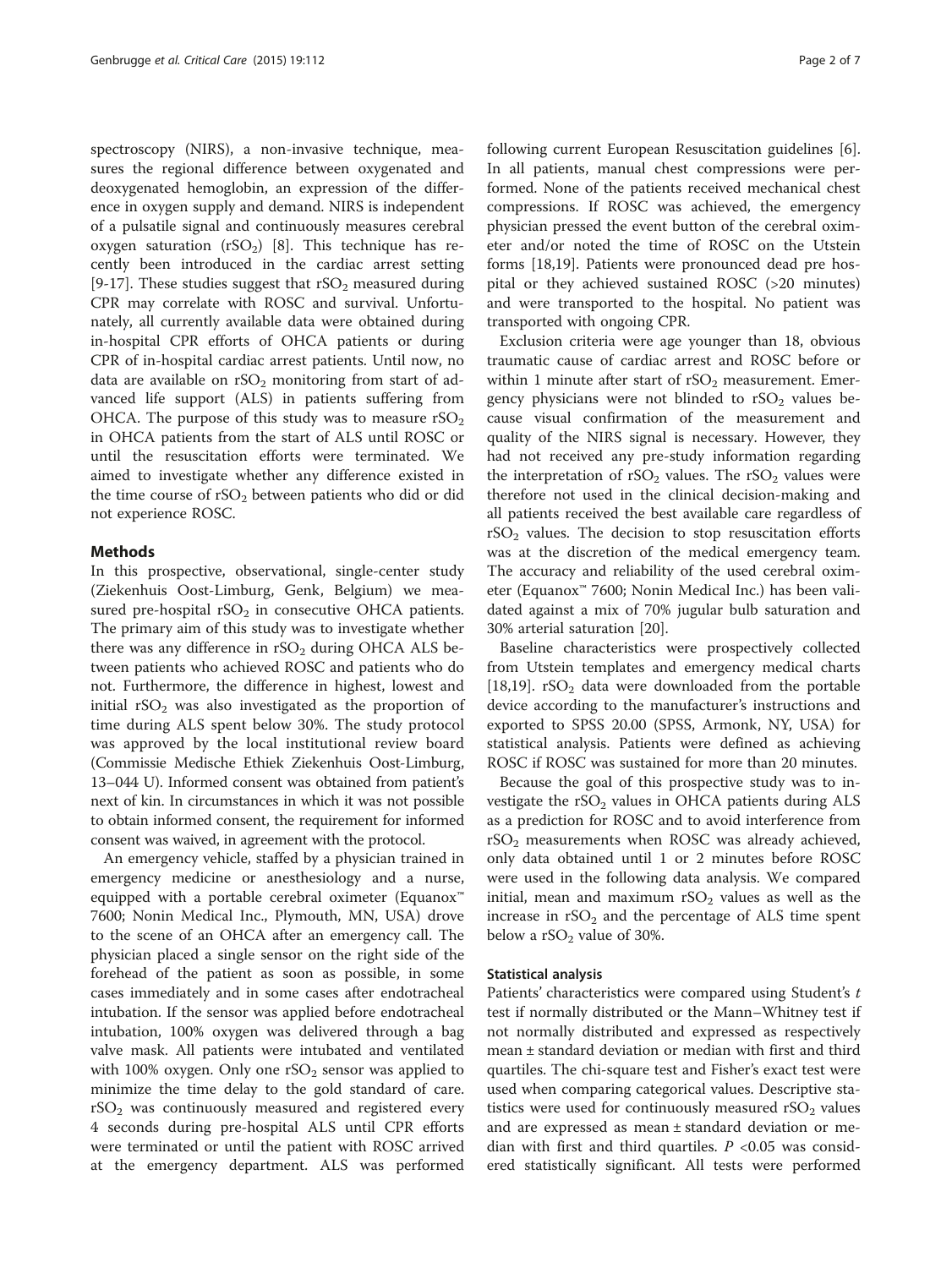spectroscopy (NIRS), a non-invasive technique, measures the regional difference between oxygenated and deoxygenated hemoglobin, an expression of the difference in oxygen supply and demand. NIRS is independent of a pulsatile signal and continuously measures cerebral oxygen saturation ($rSO_2$) [8]. This technique has recently been introduced in the cardiac arrest setting [9-17]. These studies suggest that $rSO_2$ measured during CPR may correlate with ROSC and survival. Unfortunately, all currently available data were obtained during in-hospital CPR efforts of OHCA patients or during CPR of in-hospital cardiac arrest patients. Until now, no data are available on $rSO_2$ monitoring from start of advanced life support (ALS) in patients suffering from OHCA. The purpose of this study was to measure $rSO_2$ in OHCA patients from the start of ALS until ROSC or until the resuscitation efforts were terminated. We aimed to investigate whether any difference existed in the time course of $rSO_2$ between patients who did or did not experience ROSC.

## Methods

In this prospective, observational, single-center study (Ziekenhuis Oost-Limburg, Genk, Belgium) we measured pre-hospital $rSO_2$ in consecutive OHCA patients. The primary aim of this study was to investigate whether there was any difference in $rSO_2$ during OHCA ALS between patients who achieved ROSC and patients who do not. Furthermore, the difference in highest, lowest and initial $rSO_2$ was also investigated as the proportion of time during ALS spent below 30%. The study protocol was approved by the local institutional review board (Commissie Medische Ethiek Ziekenhuis Oost-Limburg, 13–044 U). Informed consent was obtained from patient's next of kin. In circumstances in which it was not possible to obtain informed consent, the requirement for informed consent was waived, in agreement with the protocol.

An emergency vehicle, staffed by a physician trained in emergency medicine or anesthesiology and a nurse, equipped with a portable cerebral oximeter (Equanox™ 7600; Nonin Medical Inc., Plymouth, MN, USA) drove to the scene of an OHCA after an emergency call. The physician placed a single sensor on the right side of the forehead of the patient as soon as possible, in some cases immediately and in some cases after endotracheal intubation. If the sensor was applied before endotracheal intubation, 100% oxygen was delivered through a bag valve mask. All patients were intubated and ventilated with 100% oxygen. Only one $rSO_2$ sensor was applied to minimize the time delay to the gold standard of care. $rSO_2$ was continuously measured and registered every 4 seconds during pre-hospital ALS until CPR efforts were terminated or until the patient with ROSC arrived at the emergency department. ALS was performed following current European Resuscitation guidelines [6]. In all patients, manual chest compressions were performed. None of the patients received mechanical chest compressions. If ROSC was achieved, the emergency physician pressed the event button of the cerebral oximeter and/or noted the time of ROSC on the Utstein forms [18,19]. Patients were pronounced dead pre hospital or they achieved sustained ROSC (>20 minutes) and were transported to the hospital. No patient was transported with ongoing CPR.

Exclusion criteria were age younger than 18, obvious traumatic cause of cardiac arrest and ROSC before or within 1 minute after start of $rSO_2$ measurement. Emergency physicians were not blinded to $rSO_2$ values because visual confirmation of the measurement and quality of the NIRS signal is necessary. However, they had not received any pre-study information regarding the interpretation of $rSO_2$ values. The $rSO_2$ values were therefore not used in the clinical decision-making and all patients received the best available care regardless of $rSO_2$ values. The decision to stop resuscitation efforts was at the discretion of the medical emergency team. The accuracy and reliability of the used cerebral oximeter (Equanox™ 7600; Nonin Medical Inc.) has been validated against a mix of 70% jugular bulb saturation and 30% arterial saturation [20].

Baseline characteristics were prospectively collected from Utstein templates and emergency medical charts [18,19]. $rSO_2$ data were downloaded from the portable device according to the manufacturer's instructions and exported to SPSS 20.00 (SPSS, Armonk, NY, USA) for statistical analysis. Patients were defined as achieving ROSC if ROSC was sustained for more than 20 minutes.

Because the goal of this prospective study was to investigate the $rSO_2$ values in OHCA patients during ALS as a prediction for ROSC and to avoid interference from $rSO_2$ measurements when ROSC was already achieved, only data obtained until 1 or 2 minutes before ROSC were used in the following data analysis. We compared initial, mean and maximum $rSO_2$ values as well as the increase in $rSO_2$ and the percentage of ALS time spent below a $rSO_2$ value of 30%.

### Statistical analysis

Patients' characteristics were compared using Student's $t$ test if normally distributed or the Mann–Whitney test if not normally distributed and expressed as respectively mean ± standard deviation or median with first and third quartiles. The chi-square test and Fisher's exact test were used when comparing categorical values. Descriptive statistics were used for continuously measured $rSO_2$ values and are expressed as mean ± standard deviation or median with first and third quartiles. $P$ <0.05 was considered statistically significant. All tests were performed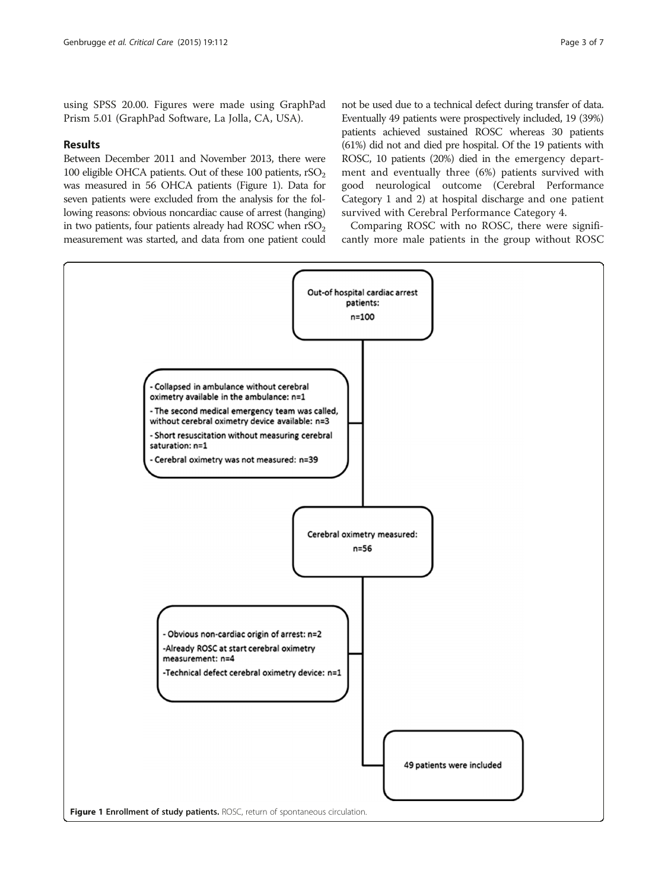using SPSS 20.00. Figures were made using GraphPad Prism 5.01 (GraphPad Software, La Jolla, CA, USA).

## Results

Between December 2011 and November 2013, there were 100 eligible OHCA patients. Out of these 100 patients, $rSO_2$ was measured in 56 OHCA patients (Figure 1). Data for seven patients were excluded from the analysis for the following reasons: obvious noncardiac cause of arrest (hanging) in two patients, four patients already had ROSC when $rSO_2$ measurement was started, and data from one patient could not be used due to a technical defect during transfer of data. Eventually 49 patients were prospectively included, 19 (39%) patients achieved sustained ROSC whereas 30 patients (61%) did not and died pre hospital. Of the 19 patients with ROSC, 10 patients (20%) died in the emergency department and eventually three (6%) patients survived with good neurological outcome (Cerebral Performance Category 1 and 2) at hospital discharge and one patient survived with Cerebral Performance Category 4.

Comparing ROSC with no ROSC, there were significantly more male patients in the group without ROSC

Out-of hospital cardiac arrest patients: n=100

- Collapsed in ambulance without cerebral oximetry available in the ambulance: n=1
- The second medical emergency team was called, without cerebral oximetry device available: n=3
- Short resuscitation without measuring cerebral saturation: n=1
- Cerebral oximetry was not measured: n=39

Cerebral oximetry measured: n=56

- Obvious non-cardiac origin of arrest: n=2
- Already ROSC at start cerebral oximetry measurement: n=4
- Technical defect cerebral oximetry device: n=1

49 patients were included

**Figure 1 Enrollment of study patients.** ROSC, return of spontaneous circulation.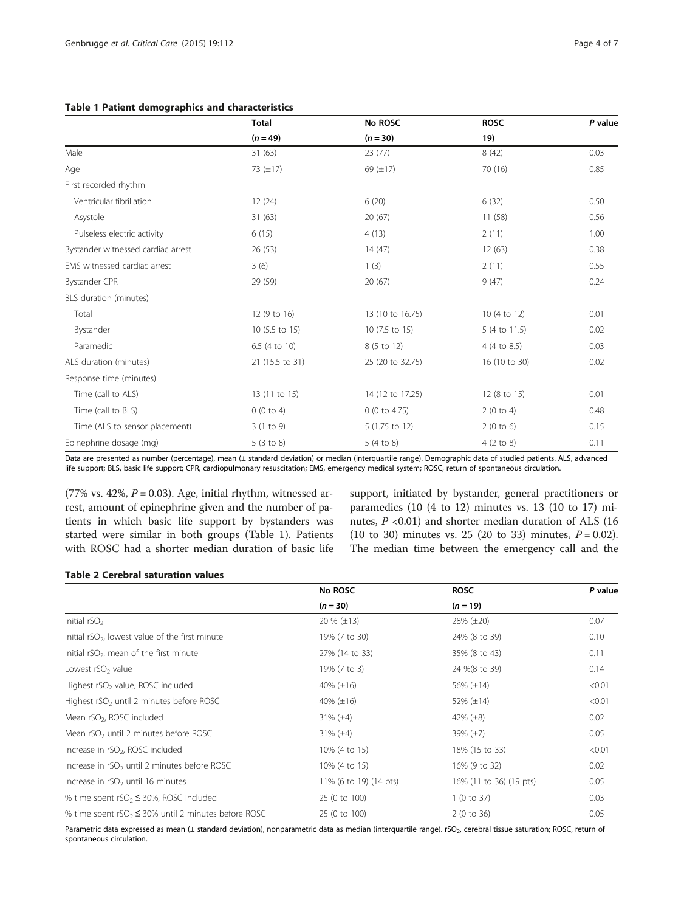**Table 1 Patient demographics and characteristics**

| | Total | No ROSC | ROSC | P value |
|---|---|---|---|---|
| | (n = 49) | (n = 30) | 19) | |
| Male | 31 (63) | 23 (77) | 8 (42) | 0.03 |
| Age | 73 (±17) | 69 (±17) | 70 (16) | 0.85 |
| First recorded rhythm | | | | |
| Ventricular fibrillation | 12 (24) | 6 (20) | 6 (32) | 0.50 |
| Asystole | 31 (63) | 20 (67) | 11 (58) | 0.56 |
| Pulseless electric activity | 6 (15) | 4 (13) | 2 (11) | 1.00 |
| Bystander witnessed cardiac arrest | 26 (53) | 14 (47) | 12 (63) | 0.38 |
| EMS witnessed cardiac arrest | 3 (6) | 1 (3) | 2 (11) | 0.55 |
| Bystander CPR | 29 (59) | 20 (67) | 9 (47) | 0.24 |
| BLS duration (minutes) | | | | |
| Total | 12 (9 to 16) | 13 (10 to 16.75) | 10 (4 to 12) | 0.01 |
| Bystander | 10 (5.5 to 15) | 10 (7.5 to 15) | 5 (4 to 11.5) | 0.02 |
| Paramedic | 6.5 (4 to 10) | 8 (5 to 12) | 4 (4 to 8.5) | 0.03 |
| ALS duration (minutes) | 21 (15.5 to 31) | 25 (20 to 32.75) | 16 (10 to 30) | 0.02 |
| Response time (minutes) | | | | |
| Time (call to ALS) | 13 (11 to 15) | 14 (12 to 17.25) | 12 (8 to 15) | 0.01 |
| Time (call to BLS) | 0 (0 to 4) | 0 (0 to 4.75) | 2 (0 to 4) | 0.48 |
| Time (ALS to sensor placement) | 3 (1 to 9) | 5 (1.75 to 12) | 2 (0 to 6) | 0.15 |
| Epinephrine dosage (mg) | 5 (3 to 8) | 5 (4 to 8) | 4 (2 to 8) | 0.11 |

Data are presented as number (percentage), mean (± standard deviation) or median (interquartile range). Demographic data of studied patients. ALS, advanced life support; BLS, basic life support; CPR, cardiopulmonary resuscitation; EMS, emergency medical system; ROSC, return of spontaneous circulation.

(77% vs. 42%, $P = 0.03$). Age, initial rhythm, witnessed arrest, amount of epinephrine given and the number of patients in which basic life support by bystanders was started were similar in both groups (Table 1). Patients with ROSC had a shorter median duration of basic life support, initiated by bystander, general practitioners or paramedics (10 (4 to 12) minutes vs. 13 (10 to 17) minutes, $P < 0.01$) and shorter median duration of ALS (16 (10 to 30) minutes vs. 25 (20 to 33) minutes, $P = 0.02$). The median time between the emergency call and the

**Table 2 Cerebral saturation values**

| | No ROSC | ROSC | P value |
|---|---|---|---|
| | (n = 30) | (n = 19) | |
| Initial $rSO_2$ | 20 % (±13) | 28% (±20) | 0.07 |
| Initial $rSO_2$, lowest value of the first minute | 19% (7 to 30) | 24% (8 to 39) | 0.10 |
| Initial $rSO_2$, mean of the first minute | 27% (14 to 33) | 35% (8 to 43) | 0.11 |
| Lowest $rSO_2$ value | 19% (7 to 3) | 24 %(8 to 39) | 0.14 |
| Highest $rSO_2$ value, ROSC included | 40% (±16) | 56% (±14) | <0.01 |
| Highest $rSO_2$ until 2 minutes before ROSC | 40% (±16) | 52% (±14) | <0.01 |
| Mean $rSO_2$, ROSC included | 31% (±4) | 42% (±8) | 0.02 |
| Mean $rSO_2$ until 2 minutes before ROSC | 31% (±4) | 39% (±7) | 0.05 |
| Increase in $rSO_2$, ROSC included | 10% (4 to 15) | 18% (15 to 33) | <0.01 |
| Increase in $rSO_2$ until 2 minutes before ROSC | 10% (4 to 15) | 16% (9 to 32) | 0.02 |
| Increase in $rSO_2$ until 16 minutes | 11% (6 to 19) (14 pts) | 16% (11 to 36) (19 pts) | 0.05 |
| % time spent $rSO_2 \leq 30\%$, ROSC included | 25 (0 to 100) | 1 (0 to 37) | 0.03 |
| % time spent $rSO_2 \leq 30\%$ until 2 minutes before ROSC | 25 (0 to 100) | 2 (0 to 36) | 0.05 |

Parametric data expressed as mean (± standard deviation), nonparametric data as median (interquartile range). $rSO_2$, cerebral tissue saturation; ROSC, return of spontaneous circulation.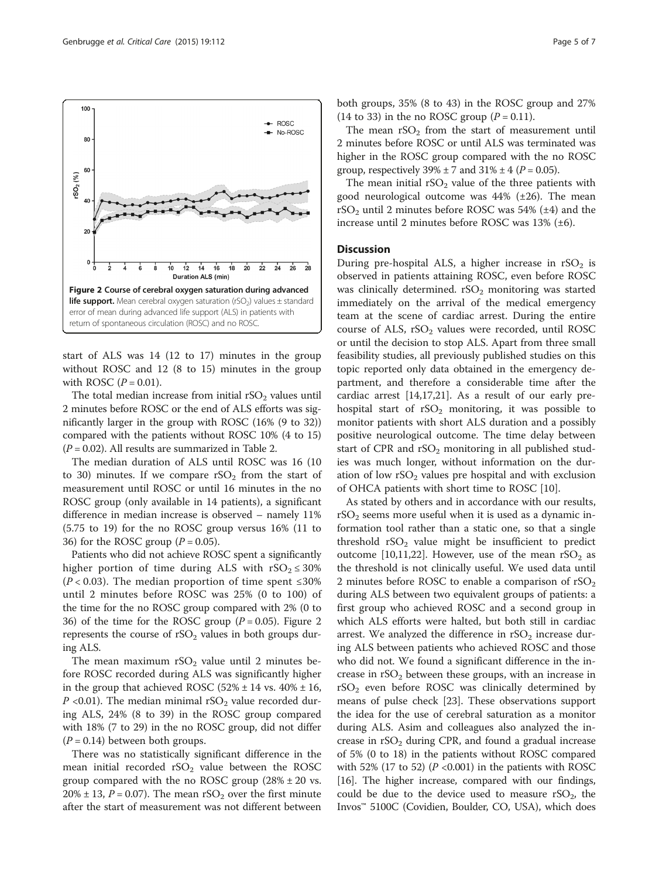Figure 2 Course of cerebral oxygen saturation during advanced life support. Mean cerebral oxygen saturation ($rSO_2$) values ± standard error of mean during advanced life support (ALS) in patients with return of spontaneous circulation (ROSC) and no ROSC.

start of ALS was 14 (12 to 17) minutes in the group without ROSC and 12 (8 to 15) minutes in the group with ROSC ($P = 0.01$).

The total median increase from initial $rSO_2$ values until 2 minutes before ROSC or the end of ALS efforts was significantly larger in the group with ROSC (16% (9 to 32)) compared with the patients without ROSC 10% (4 to 15) ($P = 0.02$). All results are summarized in Table 2.

The median duration of ALS until ROSC was 16 (10 to 30) minutes. If we compare $rSO_2$ from the start of measurement until ROSC or until 16 minutes in the no ROSC group (only available in 14 patients), a significant difference in median increase is observed – namely 11% (5.75 to 19) for the no ROSC group versus 16% (11 to 36) for the ROSC group ($P = 0.05$).

Patients who did not achieve ROSC spent a significantly higher portion of time during ALS with $rSO_2 \leq 30\%$ ($P < 0.03$). The median proportion of time spent ≤30% until 2 minutes before ROSC was 25% (0 to 100) of the time for the no ROSC group compared with 2% (0 to 36) of the time for the ROSC group ($P = 0.05$). Figure 2 represents the course of $rSO_2$ values in both groups during ALS.

The mean maximum $rSO_2$ value until 2 minutes before ROSC recorded during ALS was significantly higher in the group that achieved ROSC (52% ± 14 vs. 40% ± 16, $P < 0.01$). The median minimal $rSO_2$ value recorded during ALS, 24% (8 to 39) in the ROSC group compared with 18% (7 to 29) in the no ROSC group, did not differ ($P = 0.14$) between both groups.

There was no statistically significant difference in the mean initial recorded $rSO_2$ value between the ROSC group compared with the no ROSC group (28% ± 20 vs. 20% ± 13, $P = 0.07$). The mean $rSO_2$ over the first minute after the start of measurement was not different between both groups, 35% (8 to 43) in the ROSC group and 27% (14 to 33) in the no ROSC group ($P = 0.11$).

The mean $rSO_2$ from the start of measurement until 2 minutes before ROSC or until ALS was terminated was higher in the ROSC group compared with the no ROSC group, respectively 39% ± 7 and 31% ± 4 ($P = 0.05$).

The mean initial $rSO_2$ value of the three patients with good neurological outcome was 44% (±26). The mean $rSO_2$ until 2 minutes before ROSC was 54% (±4) and the increase until 2 minutes before ROSC was 13% (±6).

## Discussion

During pre-hospital ALS, a higher increase in $rSO_2$ is observed in patients attaining ROSC, even before ROSC was clinically determined. $rSO_2$ monitoring was started immediately on the arrival of the medical emergency team at the scene of cardiac arrest. During the entire course of ALS, $rSO_2$ values were recorded, until ROSC or until the decision to stop ALS. Apart from three small feasibility studies, all previously published studies on this topic reported only data obtained in the emergency department, and therefore a considerable time after the cardiac arrest [14,17,21]. As a result of our early pre-hospital start of $rSO_2$ monitoring, it was possible to monitor patients with short ALS duration and a possibly positive neurological outcome. The time delay between start of CPR and $rSO_2$ monitoring in all published studies was much longer, without information on the duration of low $rSO_2$ values pre hospital and with exclusion of OHCA patients with short time to ROSC [10].

As stated by others and in accordance with our results, $rSO_2$ seems more useful when it is used as a dynamic information tool rather than a static one, so that a single threshold $rSO_2$ value might be insufficient to predict outcome [10,11,22]. However, use of the mean $rSO_2$ as the threshold is not clinically useful. We used data until 2 minutes before ROSC to enable a comparison of $rSO_2$ during ALS between two equivalent groups of patients: a first group who achieved ROSC and a second group in which ALS efforts were halted, but both still in cardiac arrest. We analyzed the difference in $rSO_2$ increase during ALS between patients who achieved ROSC and those who did not. We found a significant difference in the increase in $rSO_2$ between these groups, with an increase in $rSO_2$ even before ROSC was clinically determined by means of pulse check [23]. These observations support the idea for the use of cerebral saturation as a monitor during ALS. Asim and colleagues also analyzed the increase in $rSO_2$ during CPR, and found a gradual increase of 5% (0 to 18) in the patients without ROSC compared with 52% (17 to 52) ($P < 0.001$) in the patients with ROSC [16]. The higher increase, compared with our findings, could be due to the device used to measure $rSO_2$, the Invos™ 5100C (Covidien, Boulder, CO, USA), which does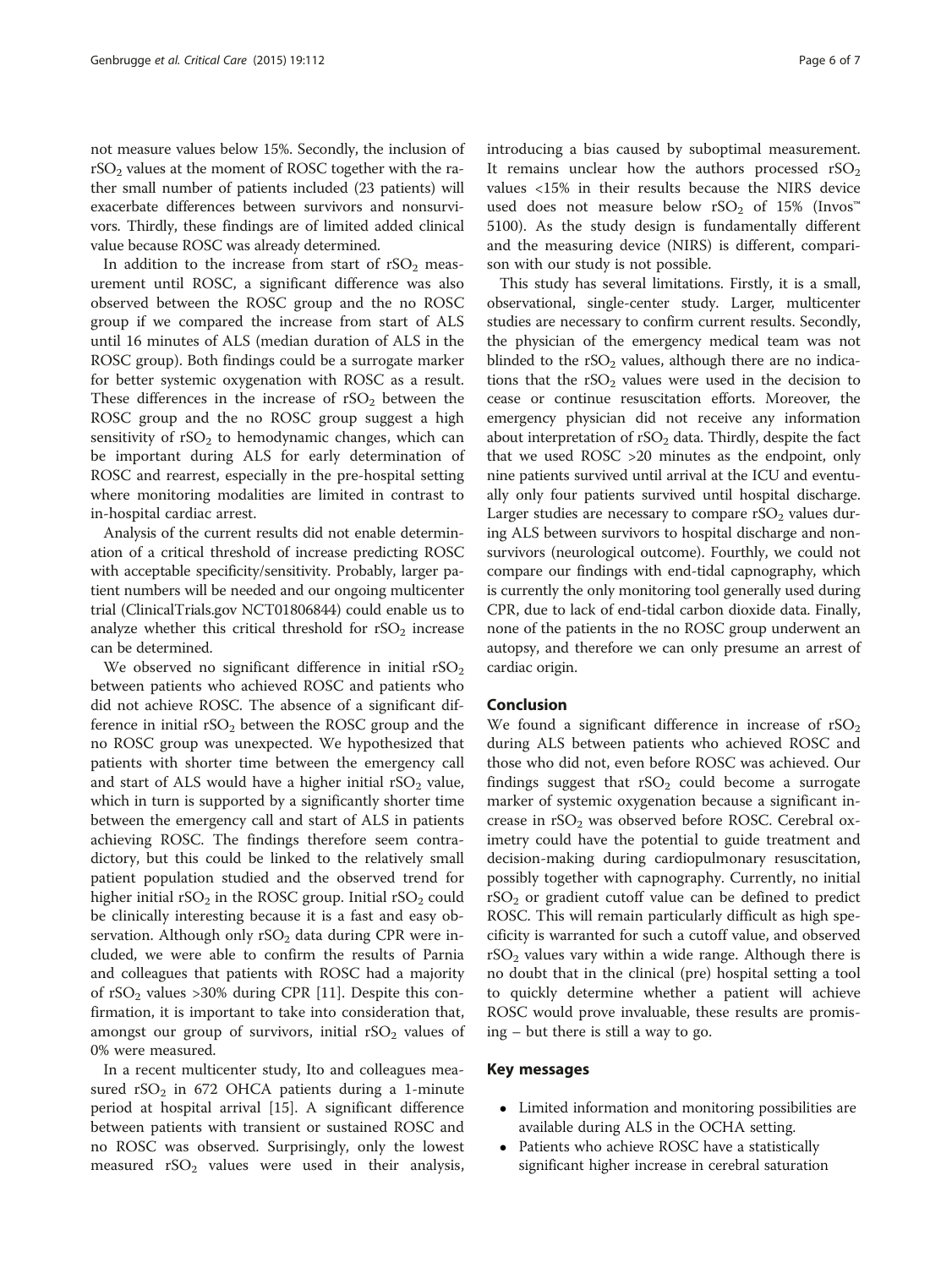not measure values below 15%. Secondly, the inclusion of $rSO_2$ values at the moment of ROSC together with the rather small number of patients included (23 patients) will exacerbate differences between survivors and nonsurvivors. Thirdly, these findings are of limited added clinical value because ROSC was already determined.

In addition to the increase from start of $rSO_2$ measurement until ROSC, a significant difference was also observed between the ROSC group and the no ROSC group if we compared the increase from start of ALS until 16 minutes of ALS (median duration of ALS in the ROSC group). Both findings could be a surrogate marker for better systemic oxygenation with ROSC as a result. These differences in the increase of $rSO_2$ between the ROSC group and the no ROSC group suggest a high sensitivity of $rSO_2$ to hemodynamic changes, which can be important during ALS for early determination of ROSC and rearrest, especially in the pre-hospital setting where monitoring modalities are limited in contrast to in-hospital cardiac arrest.

Analysis of the current results did not enable determination of a critical threshold of increase predicting ROSC with acceptable specificity/sensitivity. Probably, larger patient numbers will be needed and our ongoing multicenter trial (ClinicalTrials.gov NCT01806844) could enable us to analyze whether this critical threshold for $rSO_2$ increase can be determined.

We observed no significant difference in initial $rSO_2$ between patients who achieved ROSC and patients who did not achieve ROSC. The absence of a significant difference in initial $rSO_2$ between the ROSC group and the no ROSC group was unexpected. We hypothesized that patients with shorter time between the emergency call and start of ALS would have a higher initial $rSO_2$ value, which in turn is supported by a significantly shorter time between the emergency call and start of ALS in patients achieving ROSC. The findings therefore seem contradictory, but this could be linked to the relatively small patient population studied and the observed trend for higher initial $rSO_2$ in the ROSC group. Initial $rSO_2$ could be clinically interesting because it is a fast and easy observation. Although only $rSO_2$ data during CPR were included, we were able to confirm the results of Parnia and colleagues that patients with ROSC had a majority of $rSO_2$ values >30% during CPR [11]. Despite this confirmation, it is important to take into consideration that, amongst our group of survivors, initial $rSO_2$ values of 0% were measured.

In a recent multicenter study, Ito and colleagues measured $rSO_2$ in 672 OHCA patients during a 1-minute period at hospital arrival [15]. A significant difference between patients with transient or sustained ROSC and no ROSC was observed. Surprisingly, only the lowest measured $rSO_2$ values were used in their analysis, introducing a bias caused by suboptimal measurement. It remains unclear how the authors processed $rSO_2$ values <15% in their results because the NIRS device used does not measure below $rSO_2$ of 15% (Invos™ 5100). As the study design is fundamentally different and the measuring device (NIRS) is different, comparison with our study is not possible.

This study has several limitations. Firstly, it is a small, observational, single-center study. Larger, multicenter studies are necessary to confirm current results. Secondly, the physician of the emergency medical team was not blinded to the $rSO_2$ values, although there are no indications that the $rSO_2$ values were used in the decision to cease or continue resuscitation efforts. Moreover, the emergency physician did not receive any information about interpretation of $rSO_2$ data. Thirdly, despite the fact that we used ROSC >20 minutes as the endpoint, only nine patients survived until arrival at the ICU and eventually only four patients survived until hospital discharge. Larger studies are necessary to compare $rSO_2$ values during ALS between survivors to hospital discharge and nonsurvivors (neurological outcome). Fourthly, we could not compare our findings with end-tidal capnography, which is currently the only monitoring tool generally used during CPR, due to lack of end-tidal carbon dioxide data. Finally, none of the patients in the no ROSC group underwent an autopsy, and therefore we can only presume an arrest of cardiac origin.

## Conclusion

We found a significant difference in increase of $rSO_2$ during ALS between patients who achieved ROSC and those who did not, even before ROSC was achieved. Our findings suggest that $rSO_2$ could become a surrogate marker of systemic oxygenation because a significant increase in $rSO_2$ was observed before ROSC. Cerebral oximetry could have the potential to guide treatment and decision-making during cardiopulmonary resuscitation, possibly together with capnography. Currently, no initial $rSO_2$ or gradient cutoff value can be defined to predict ROSC. This will remain particularly difficult as high specificity is warranted for such a cutoff value, and observed $rSO_2$ values vary within a wide range. Although there is no doubt that in the clinical (pre) hospital setting a tool to quickly determine whether a patient will achieve ROSC would prove invaluable, these results are promising – but there is still a way to go.

## Key messages

- Limited information and monitoring possibilities are available during ALS in the OCHA setting.
- Patients who achieve ROSC have a statistically significant higher increase in cerebral saturation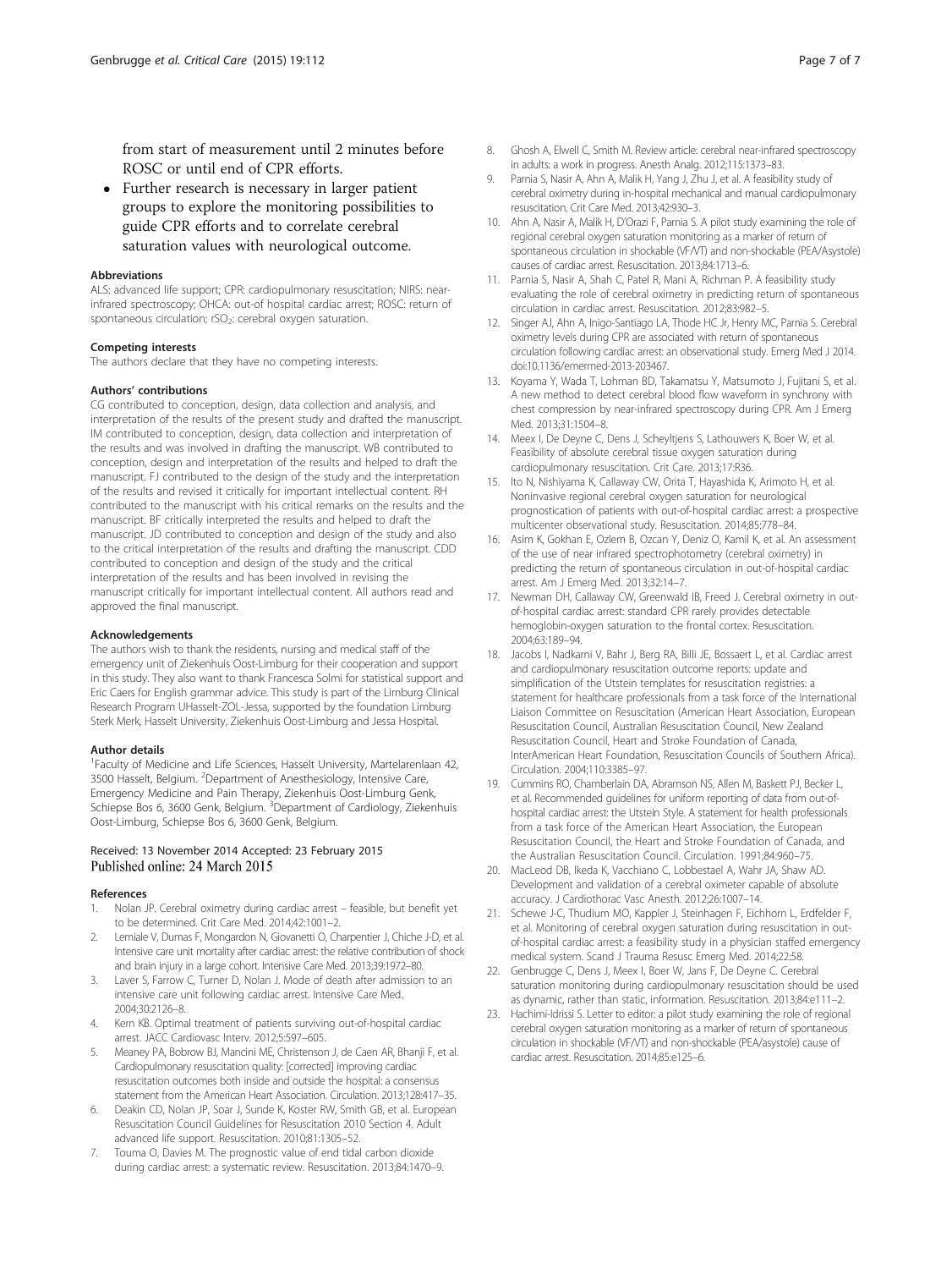from start of measurement until 2 minutes before ROSC or until end of CPR efforts.

- Further research is necessary in larger patient groups to explore the monitoring possibilities to guide CPR efforts and to correlate cerebral saturation values with neurological outcome.

#### Abbreviations

ALS: advanced life support; CPR: cardiopulmonary resuscitation; NIRS: near-infrared spectroscopy; OHCA: out-of hospital cardiac arrest; ROSC: return of spontaneous circulation; $rSO_2$: cerebral oxygen saturation.

#### Competing interests

The authors declare that they have no competing interests.

#### Authors' contributions

CG contributed to conception, design, data collection and analysis, and interpretation of the results of the present study and drafted the manuscript. IM contributed to conception, design, data collection and interpretation of the results and was involved in drafting the manuscript. WB contributed to conception, design and interpretation of the results and helped to draft the manuscript. FJ contributed to the design of the study and the interpretation of the results and revised it critically for important intellectual content. RH contributed to the manuscript with his critical remarks on the results and the manuscript. BF critically interpreted the results and helped to draft the manuscript. JD contributed to conception and design of the study and also to the critical interpretation of the results and drafting the manuscript. CDD contributed to conception and design of the study and the critical interpretation of the results and has been involved in revising the manuscript critically for important intellectual content. All authors read and approved the final manuscript.

#### Acknowledgements

The authors wish to thank the residents, nursing and medical staff of the emergency unit of Ziekenhuis Oost-Limburg for their cooperation and support in this study. They also want to thank Francesca Solmi for statistical support and Eric Caers for English grammar advice. This study is part of the Limburg Clinical Research Program UHasselt-ZOL-Jessa, supported by the foundation Limburg Sterk Merk, Hasselt University, Ziekenhuis Oost-Limburg and Jessa Hospital.

#### Author details

[1]Faculty of Medicine and Life Sciences, Hasselt University, Martelarenlaan 42, 3500 Hasselt, Belgium. [2]Department of Anesthesiology, Intensive Care, Emergency Medicine and Pain Therapy, Ziekenhuis Oost-Limburg Genk, Schiepse Bos 6, 3600 Genk, Belgium. [3]Department of Cardiology, Ziekenhuis Oost-Limburg, Schiepse Bos 6, 3600 Genk, Belgium.

Received: 13 November 2014 Accepted: 23 February 2015
Published online: 24 March 2015

#### References

1. Nolan JP. Cerebral oximetry during cardiac arrest – feasible, but benefit yet to be determined. Crit Care Med. 2014;42:1001–2.
2. Lemiale V, Dumas F, Mongardon N, Giovanetti O, Charpentier J, Chiche J-D, et al. Intensive care unit mortality after cardiac arrest: the relative contribution of shock and brain injury in a large cohort. Intensive Care Med. 2013;39:1972–80.
3. Laver S, Farrow C, Turner D, Nolan J. Mode of death after admission to an intensive care unit following cardiac arrest. Intensive Care Med. 2004;30:2126–8.
4. Kern KB. Optimal treatment of patients surviving out-of-hospital cardiac arrest. JACC Cardiovasc Interv. 2012;5:597–605.
5. Meaney PA, Bobrow BJ, Mancini ME, Christenson J, de Caen AR, Bhanji F, et al. Cardiopulmonary resuscitation quality: [corrected] improving cardiac resuscitation outcomes both inside and outside the hospital: a consensus statement from the American Heart Association. Circulation. 2013;128:417–35.
6. Deakin CD, Nolan JP, Soar J, Sunde K, Koster RW, Smith GB, et al. European Resuscitation Council Guidelines for Resuscitation 2010 Section 4. Adult advanced life support. Resuscitation. 2010;81:1305–52.
7. Touma O, Davies M. The prognostic value of end tidal carbon dioxide during cardiac arrest: a systematic review. Resuscitation. 2013;84:1470–9.
8. Ghosh A, Elwell C, Smith M. Review article: cerebral near-infrared spectroscopy in adults: a work in progress. Anesth Analg. 2012;115:1373–83.
9. Parnia S, Nasir A, Ahn A, Malik H, Yang J, Zhu J, et al. A feasibility study of cerebral oximetry during in-hospital mechanical and manual cardiopulmonary resuscitation. Crit Care Med. 2013;42:930–3.
10. Ahn A, Nasir A, Malik H, D'Orazi F, Parnia S. A pilot study examining the role of regional cerebral oxygen saturation monitoring as a marker of return of spontaneous circulation in shockable (VF/VT) and non-shockable (PEA/Asystole) causes of cardiac arrest. Resuscitation. 2013;84:1713–6.
11. Parnia S, Nasir A, Shah C, Patel R, Mani A, Richman P. A feasibility study evaluating the role of cerebral oximetry in predicting return of spontaneous circulation in cardiac arrest. Resuscitation. 2012;83:982–5.
12. Singer AJ, Ahn A, Inigo-Santiago LA, Thode HC Jr, Henry MC, Parnia S. Cerebral oximetry levels during CPR are associated with return of spontaneous circulation following cardiac arrest: an observational study. Emerg Med J 2014. doi:10.1136/emermed-2013-203467.
13. Koyama Y, Wada T, Lohman BD, Takamatsu Y, Matsumoto J, Fujitani S, et al. A new method to detect cerebral blood flow waveform in synchrony with chest compression by near-infrared spectroscopy during CPR. Am J Emerg Med. 2013;31:1504–8.
14. Meex I, De Deyne C, Dens J, Scheyltjens S, Lathouwers K, Boer W, et al. Feasibility of absolute cerebral tissue oxygen saturation during cardiopulmonary resuscitation. Crit Care. 2013;17:R36.
15. Ito N, Nishiyama K, Callaway CW, Orita T, Hayashida K, Arimoto H, et al. Noninvasive regional cerebral oxygen saturation for neurological prognostication of patients with out-of-hospital cardiac arrest: a prospective multicenter observational study. Resuscitation. 2014;85:778–84.
16. Asim K, Gokhan E, Ozlem B, Ozcan Y, Deniz O, Kamil K, et al. An assessment of the use of near infrared spectrophotometry (cerebral oximetry) in predicting the return of spontaneous circulation in out-of-hospital cardiac arrest. Am J Emerg Med. 2013;32:14–7.
17. Newman DH, Callaway CW, Greenwald IB, Freed J. Cerebral oximetry in out-of-hospital cardiac arrest: standard CPR rarely provides detectable hemoglobin-oxygen saturation to the frontal cortex. Resuscitation. 2004;63:189–94.
18. Jacobs I, Nadkarni V, Bahr J, Berg RA, Billi JE, Bossaert L, et al. Cardiac arrest and cardiopulmonary resuscitation outcome reports: update and simplification of the Utstein templates for resuscitation registries: a statement for healthcare professionals from a task force of the International Liaison Committee on Resuscitation (American Heart Association, European Resuscitation Council, Australian Resuscitation Council, New Zealand Resuscitation Council, Heart and Stroke Foundation of Canada, InterAmerican Heart Foundation, Resuscitation Councils of Southern Africa). Circulation. 2004;110:3385–97.
19. Cummins RO, Chamberlain DA, Abramson NS, Allen M, Baskett PJ, Becker L, et al. Recommended guidelines for uniform reporting of data from out-of-hospital cardiac arrest: the Utstein Style. A statement for health professionals from a task force of the American Heart Association, the European Resuscitation Council, the Heart and Stroke Foundation of Canada, and the Australian Resuscitation Council. Circulation. 1991;84:960–75.
20. MacLeod DB, Ikeda K, Vacchiano C, Lobbestael A, Wahr JA, Shaw AD. Development and validation of a cerebral oximeter capable of absolute accuracy. J Cardiothorac Vasc Anesth. 2012;26:1007–14.
21. Schewe J-C, Thudium MO, Kappler J, Steinhagen F, Eichhorn L, Erdfelder F, et al. Monitoring of cerebral oxygen saturation during resuscitation in out-of-hospital cardiac arrest: a feasibility study in a physician staffed emergency medical system. Scand J Trauma Resusc Emerg Med. 2014;22:58.
22. Genbrugge C, Dens J, Meex I, Boer W, Jans F, De Deyne C. Cerebral saturation monitoring during cardiopulmonary resuscitation should be used as dynamic, rather than static, information. Resuscitation. 2013;84:e111–2.
23. Hachimi-Idrissi S. Letter to editor: a pilot study examining the role of regional cerebral oxygen saturation monitoring as a marker of return of spontaneous circulation in shockable (VF/VT) and non-shockable (PEA/asystole) cause of cardiac arrest. Resuscitation. 2014;85:e125–6.